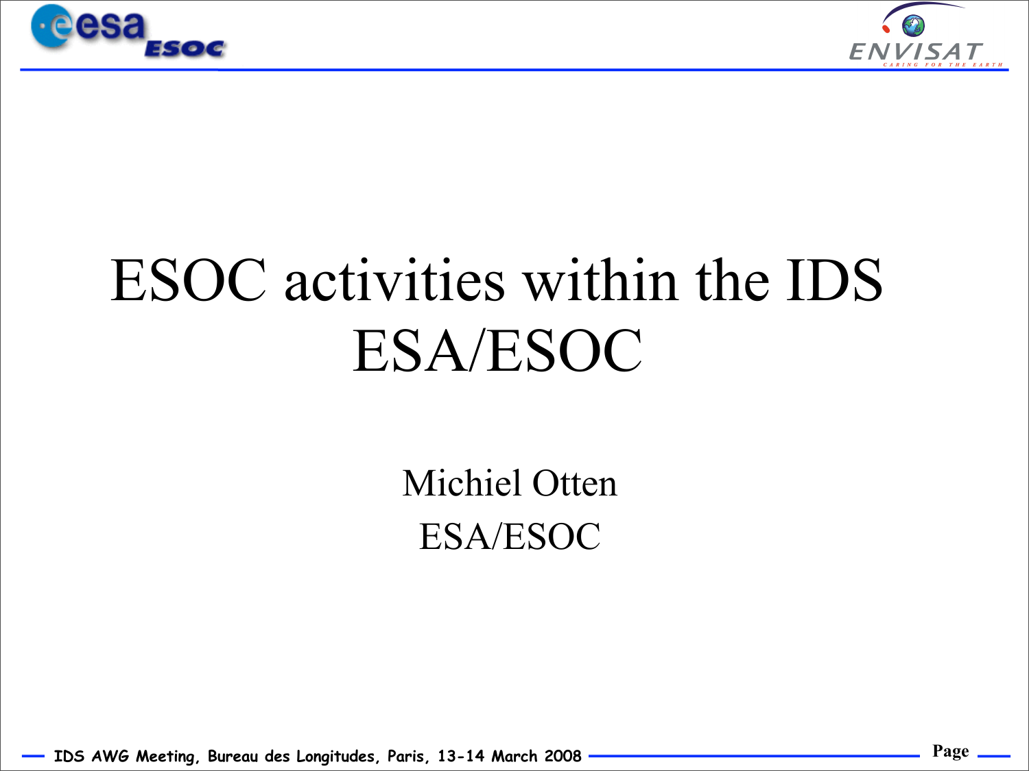# ESOC activities within the IDS ESA/ESOC

Michiel Otten

ESA/ESOC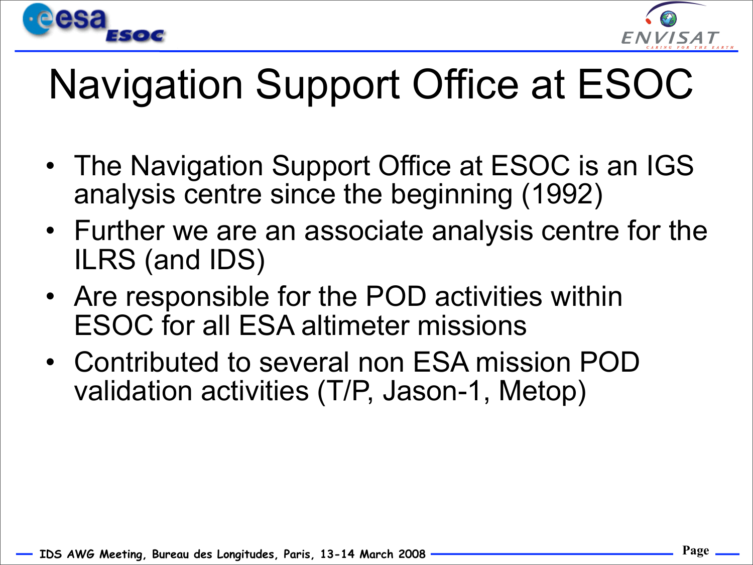# Navigation Support Office at ESOC

- The Navigation Support Office at ESOC is an IGS analysis centre since the beginning (1992)
- Further we are an associate analysis centre for the ILRS (and IDS)
- Are responsible for the POD activities within ESOC for all ESA altimeter missions
- Contributed to several non ESA mission POD validation activities (T/P, Jason-1, Metop)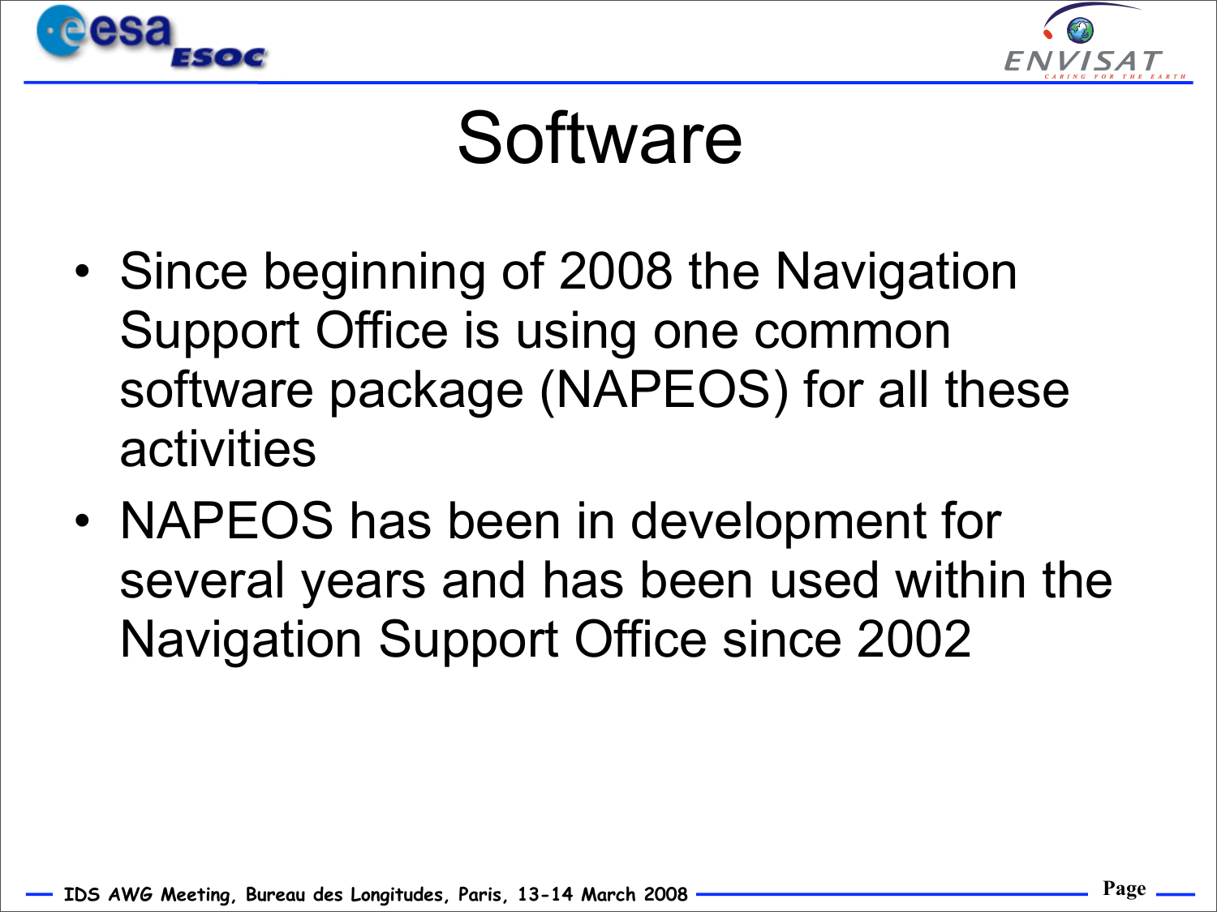# Software

- Since beginning of 2008 the Navigation Support Office is using one common software package (NAPEOS) for all these activities
- NAPEOS has been in development for several years and has been used within the Navigation Support Office since 2002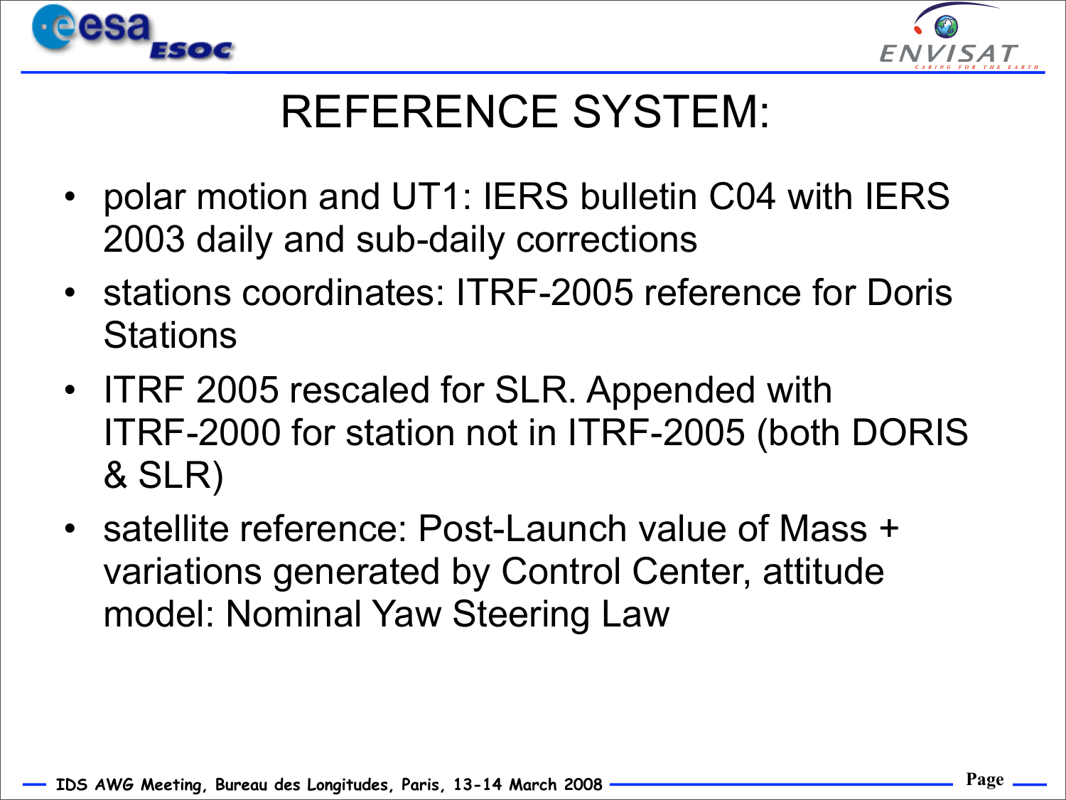# REFERENCE SYSTEM:

- polar motion and UT1: IERS bulletin C04 with IERS 2003 daily and sub-daily corrections
- stations coordinates: ITRF-2005 reference for Doris Stations
- ITRF 2005 rescaled for SLR. Appended with ITRF-2000 for station not in ITRF-2005 (both DORIS & SLR)
- satellite reference: Post-Launch value of Mass + variations generated by Control Center, attitude model: Nominal Yaw Steering Law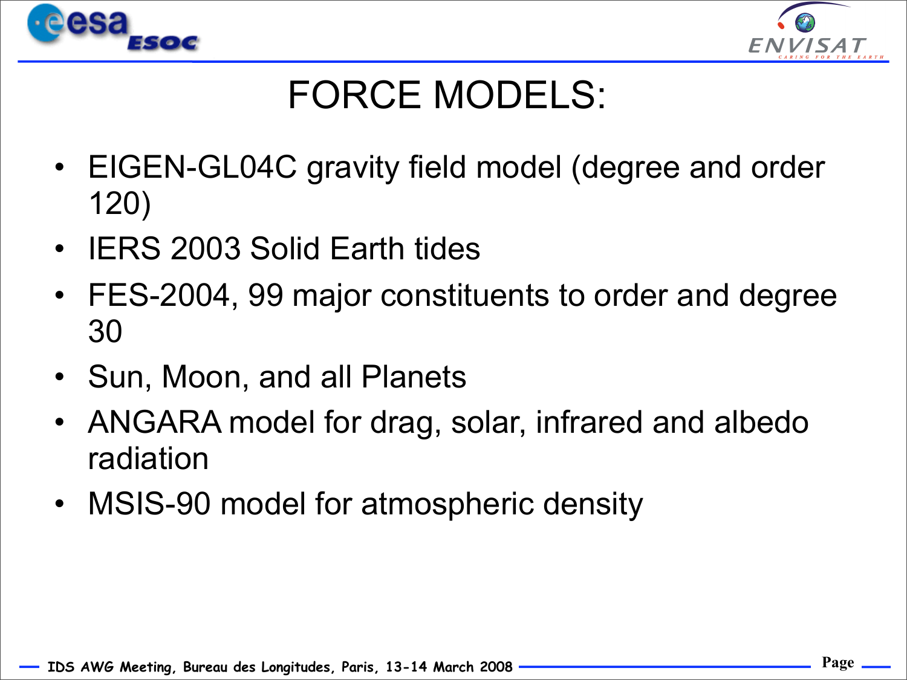# FORCE MODELS:

- EIGEN-GL04C gravity field model (degree and order 120)
- IERS 2003 Solid Earth tides
- FES-2004, 99 major constituents to order and degree 30
- Sun, Moon, and all Planets
- ANGARA model for drag, solar, infrared and albedo radiation
- MSIS-90 model for atmospheric density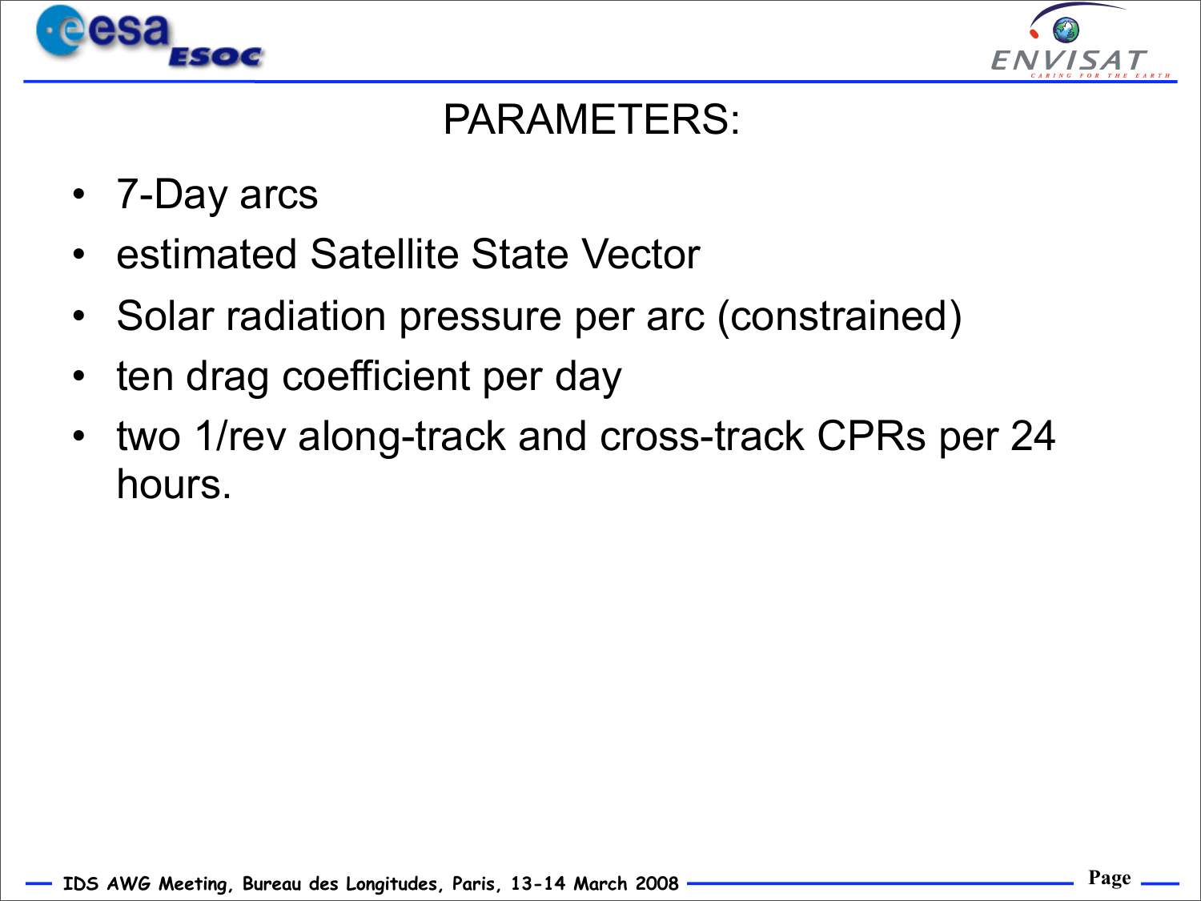# PARAMETERS:

- 7-Day arcs
- estimated Satellite State Vector
- Solar radiation pressure per arc (constrained)
- ten drag coefficient per day
- two 1/rev along-track and cross-track CPRs per 24 hours.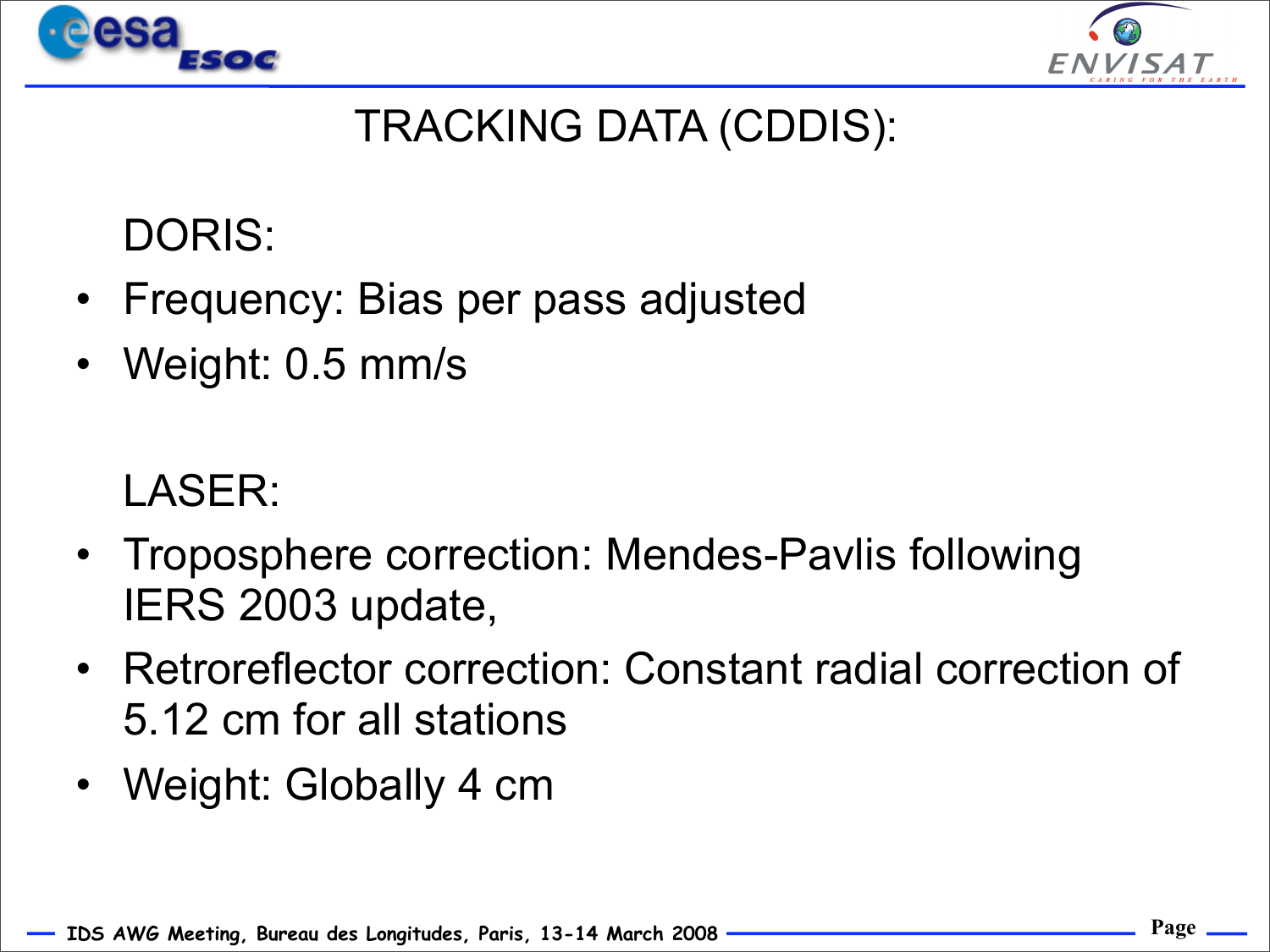# TRACKING DATA (CDDIS):

DORIS:

- Frequency: Bias per pass adjusted
- Weight: 0.5 mm/s

LASER:

- Troposphere correction: Mendes-Pavlis following IERS 2003 update,
- Retroreflector correction: Constant radial correction of 5.12 cm for all stations
- Weight: Globally 4 cm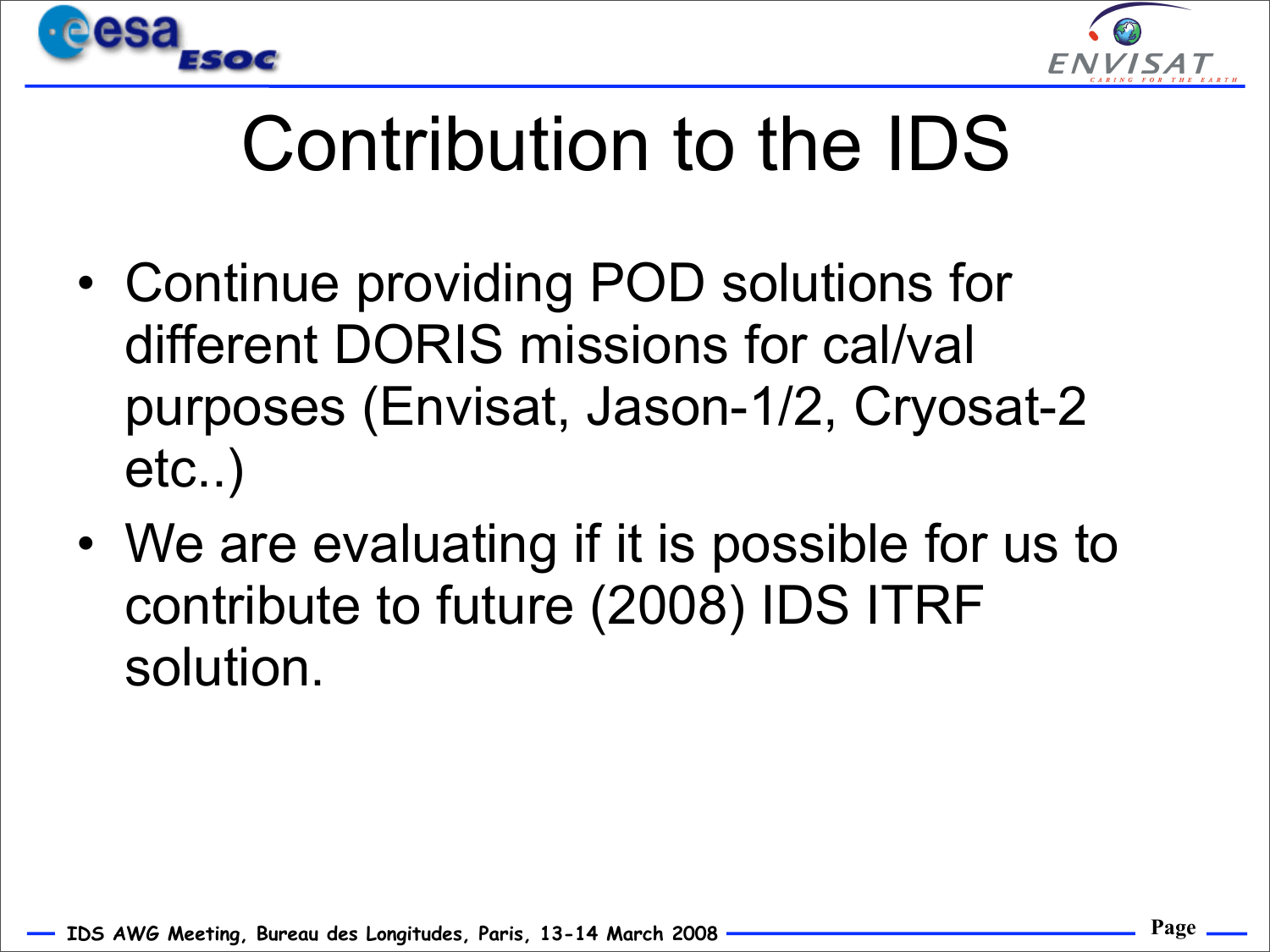# Contribution to the IDS

- Continue providing POD solutions for different DORIS missions for cal/val purposes (Envisat, Jason-1/2, Cryosat-2 etc..)
- We are evaluating if it is possible for us to contribute to future (2008) IDS ITRF solution.